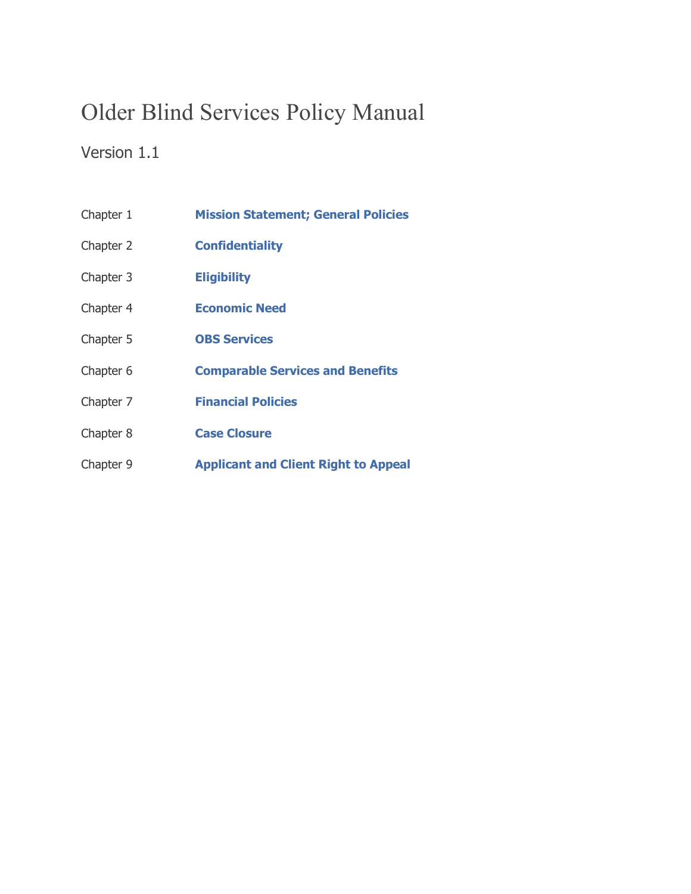# Older Blind Services Policy Manual

Version 1.1

| | |
|---|---|
| Chapter 1 | **Mission Statement; General Policies** |
| Chapter 2 | **Confidentiality** |
| Chapter 3 | **Eligibility** |
| Chapter 4 | **Economic Need** |
| Chapter 5 | **OBS Services** |
| Chapter 6 | **Comparable Services and Benefits** |
| Chapter 7 | **Financial Policies** |
| Chapter 8 | **Case Closure** |
| Chapter 9 | **Applicant and Client Right to Appeal** |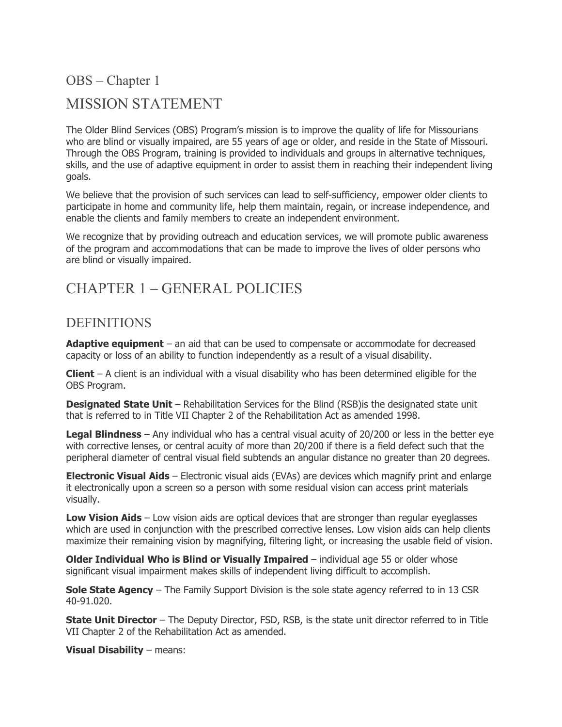# OBS – Chapter 1

# MISSION STATEMENT

The Older Blind Services (OBS) Program's mission is to improve the quality of life for Missourians who are blind or visually impaired, are 55 years of age or older, and reside in the State of Missouri. Through the OBS Program, training is provided to individuals and groups in alternative techniques, skills, and the use of adaptive equipment in order to assist them in reaching their independent living goals.

We believe that the provision of such services can lead to self-sufficiency, empower older clients to participate in home and community life, help them maintain, regain, or increase independence, and enable the clients and family members to create an independent environment.

We recognize that by providing outreach and education services, we will promote public awareness of the program and accommodations that can be made to improve the lives of older persons who are blind or visually impaired.

# CHAPTER 1 – GENERAL POLICIES

## DEFINITIONS

**Adaptive equipment** – an aid that can be used to compensate or accommodate for decreased capacity or loss of an ability to function independently as a result of a visual disability.

**Client** – A client is an individual with a visual disability who has been determined eligible for the OBS Program.

**Designated State Unit** – Rehabilitation Services for the Blind (RSB)is the designated state unit that is referred to in Title VII Chapter 2 of the Rehabilitation Act as amended 1998.

**Legal Blindness** – Any individual who has a central visual acuity of 20/200 or less in the better eye with corrective lenses, or central acuity of more than 20/200 if there is a field defect such that the peripheral diameter of central visual field subtends an angular distance no greater than 20 degrees.

**Electronic Visual Aids** – Electronic visual aids (EVAs) are devices which magnify print and enlarge it electronically upon a screen so a person with some residual vision can access print materials visually.

**Low Vision Aids** – Low vision aids are optical devices that are stronger than regular eyeglasses which are used in conjunction with the prescribed corrective lenses. Low vision aids can help clients maximize their remaining vision by magnifying, filtering light, or increasing the usable field of vision.

**Older Individual Who is Blind or Visually Impaired** – individual age 55 or older whose significant visual impairment makes skills of independent living difficult to accomplish.

**Sole State Agency** – The Family Support Division is the sole state agency referred to in 13 CSR 40-91.020.

**State Unit Director** – The Deputy Director, FSD, RSB, is the state unit director referred to in Title VII Chapter 2 of the Rehabilitation Act as amended.

**Visual Disability** – means: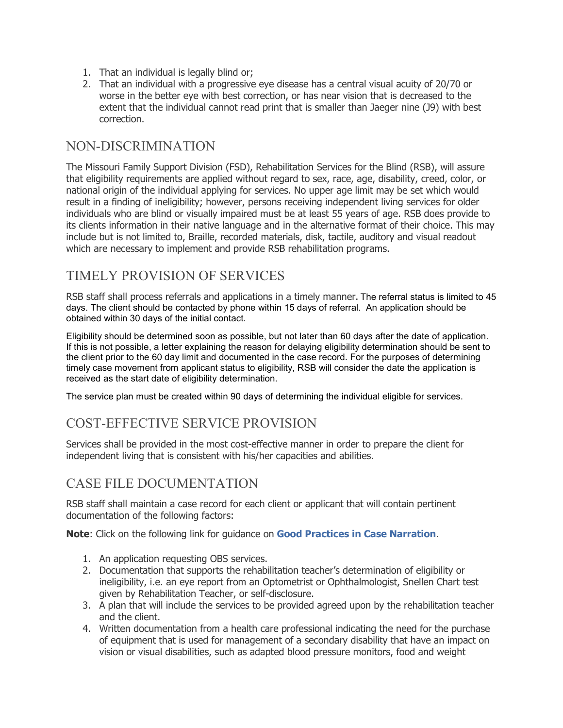1. That an individual is legally blind or;
2. That an individual with a progressive eye disease has a central visual acuity of 20/70 or worse in the better eye with best correction, or has near vision that is decreased to the extent that the individual cannot read print that is smaller than Jaeger nine (J9) with best correction.

## NON-DISCRIMINATION

The Missouri Family Support Division (FSD), Rehabilitation Services for the Blind (RSB), will assure that eligibility requirements are applied without regard to sex, race, age, disability, creed, color, or national origin of the individual applying for services. No upper age limit may be set which would result in a finding of ineligibility; however, persons receiving independent living services for older individuals who are blind or visually impaired must be at least 55 years of age. RSB does provide to its clients information in their native language and in the alternative format of their choice. This may include but is not limited to, Braille, recorded materials, disk, tactile, auditory and visual readout which are necessary to implement and provide RSB rehabilitation programs.

## TIMELY PROVISION OF SERVICES

RSB staff shall process referrals and applications in a timely manner. The referral status is limited to 45 days. The client should be contacted by phone within 15 days of referral. An application should be obtained within 30 days of the initial contact.

Eligibility should be determined soon as possible, but not later than 60 days after the date of application. If this is not possible, a letter explaining the reason for delaying eligibility determination should be sent to the client prior to the 60 day limit and documented in the case record. For the purposes of determining timely case movement from applicant status to eligibility, RSB will consider the date the application is received as the start date of eligibility determination.

The service plan must be created within 90 days of determining the individual eligible for services.

## COST-EFFECTIVE SERVICE PROVISION

Services shall be provided in the most cost-effective manner in order to prepare the client for independent living that is consistent with his/her capacities and abilities.

## CASE FILE DOCUMENTATION

RSB staff shall maintain a case record for each client or applicant that will contain pertinent documentation of the following factors:

**Note**: Click on the following link for guidance on **Good Practices in Case Narration**.

1. An application requesting OBS services.
2. Documentation that supports the rehabilitation teacher's determination of eligibility or ineligibility, i.e. an eye report from an Optometrist or Ophthalmologist, Snellen Chart test given by Rehabilitation Teacher, or self-disclosure.
3. A plan that will include the services to be provided agreed upon by the rehabilitation teacher and the client.
4. Written documentation from a health care professional indicating the need for the purchase of equipment that is used for management of a secondary disability that have an impact on vision or visual disabilities, such as adapted blood pressure monitors, food and weight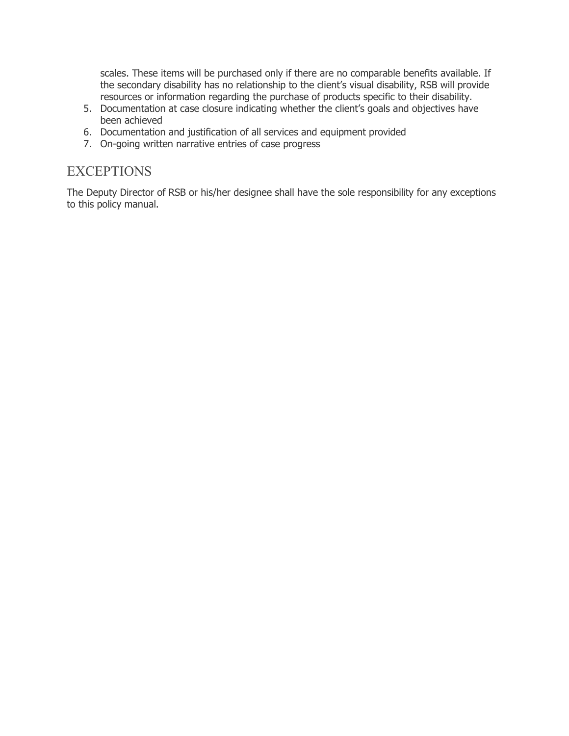scales. These items will be purchased only if there are no comparable benefits available. If the secondary disability has no relationship to the client's visual disability, RSB will provide resources or information regarding the purchase of products specific to their disability.

5. Documentation at case closure indicating whether the client's goals and objectives have been achieved
6. Documentation and justification of all services and equipment provided
7. On-going written narrative entries of case progress

## EXCEPTIONS

The Deputy Director of RSB or his/her designee shall have the sole responsibility for any exceptions to this policy manual.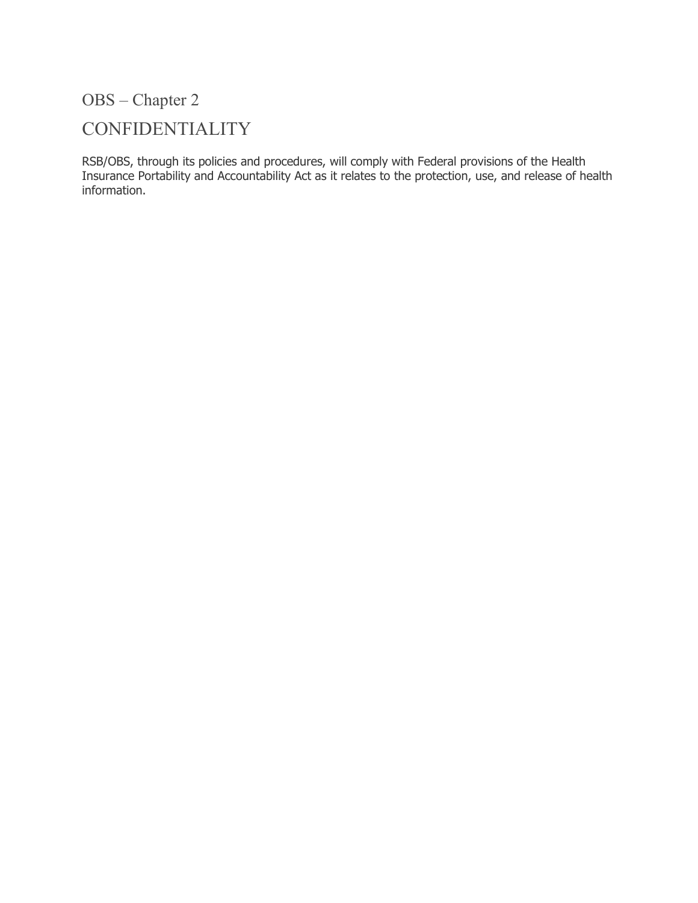# OBS – Chapter 2

## CONFIDENTIALITY

RSB/OBS, through its policies and procedures, will comply with Federal provisions of the Health Insurance Portability and Accountability Act as it relates to the protection, use, and release of health information.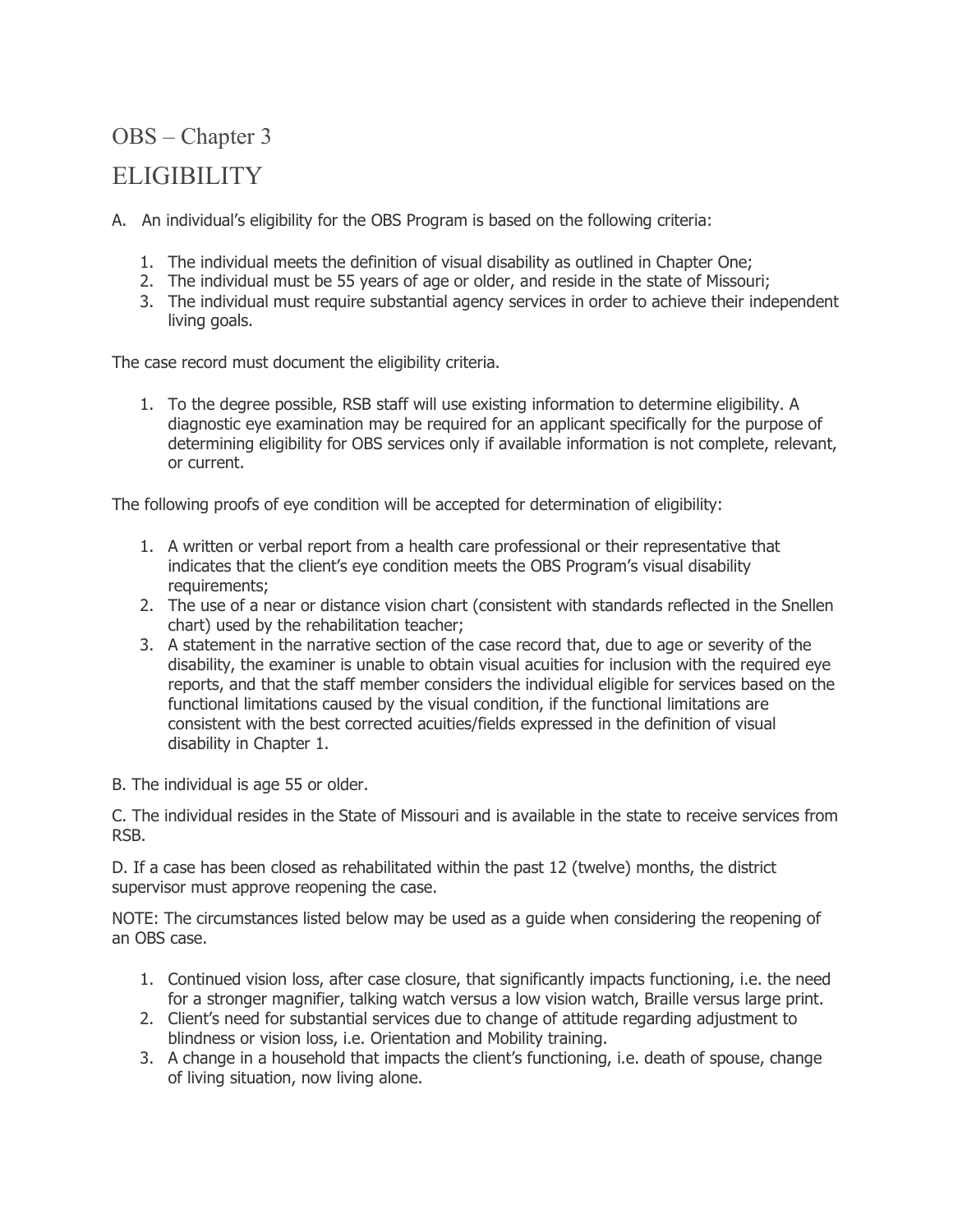# OBS – Chapter 3

## ELIGIBILITY

A. An individual's eligibility for the OBS Program is based on the following criteria:

1. The individual meets the definition of visual disability as outlined in Chapter One;
2. The individual must be 55 years of age or older, and reside in the state of Missouri;
3. The individual must require substantial agency services in order to achieve their independent living goals.

The case record must document the eligibility criteria.

1. To the degree possible, RSB staff will use existing information to determine eligibility. A diagnostic eye examination may be required for an applicant specifically for the purpose of determining eligibility for OBS services only if available information is not complete, relevant, or current.

The following proofs of eye condition will be accepted for determination of eligibility:

1. A written or verbal report from a health care professional or their representative that indicates that the client's eye condition meets the OBS Program's visual disability requirements;
2. The use of a near or distance vision chart (consistent with standards reflected in the Snellen chart) used by the rehabilitation teacher;
3. A statement in the narrative section of the case record that, due to age or severity of the disability, the examiner is unable to obtain visual acuities for inclusion with the required eye reports, and that the staff member considers the individual eligible for services based on the functional limitations caused by the visual condition, if the functional limitations are consistent with the best corrected acuities/fields expressed in the definition of visual disability in Chapter 1.

B. The individual is age 55 or older.

C. The individual resides in the State of Missouri and is available in the state to receive services from RSB.

D. If a case has been closed as rehabilitated within the past 12 (twelve) months, the district supervisor must approve reopening the case.

NOTE: The circumstances listed below may be used as a guide when considering the reopening of an OBS case.

1. Continued vision loss, after case closure, that significantly impacts functioning, i.e. the need for a stronger magnifier, talking watch versus a low vision watch, Braille versus large print.
2. Client's need for substantial services due to change of attitude regarding adjustment to blindness or vision loss, i.e. Orientation and Mobility training.
3. A change in a household that impacts the client's functioning, i.e. death of spouse, change of living situation, now living alone.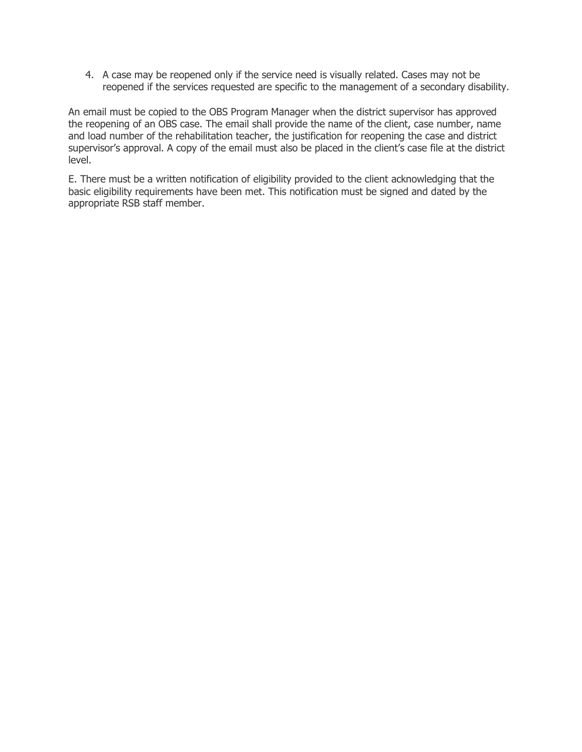4. A case may be reopened only if the service need is visually related. Cases may not be reopened if the services requested are specific to the management of a secondary disability.

An email must be copied to the OBS Program Manager when the district supervisor has approved the reopening of an OBS case. The email shall provide the name of the client, case number, name and load number of the rehabilitation teacher, the justification for reopening the case and district supervisor's approval. A copy of the email must also be placed in the client's case file at the district level.

E. There must be a written notification of eligibility provided to the client acknowledging that the basic eligibility requirements have been met. This notification must be signed and dated by the appropriate RSB staff member.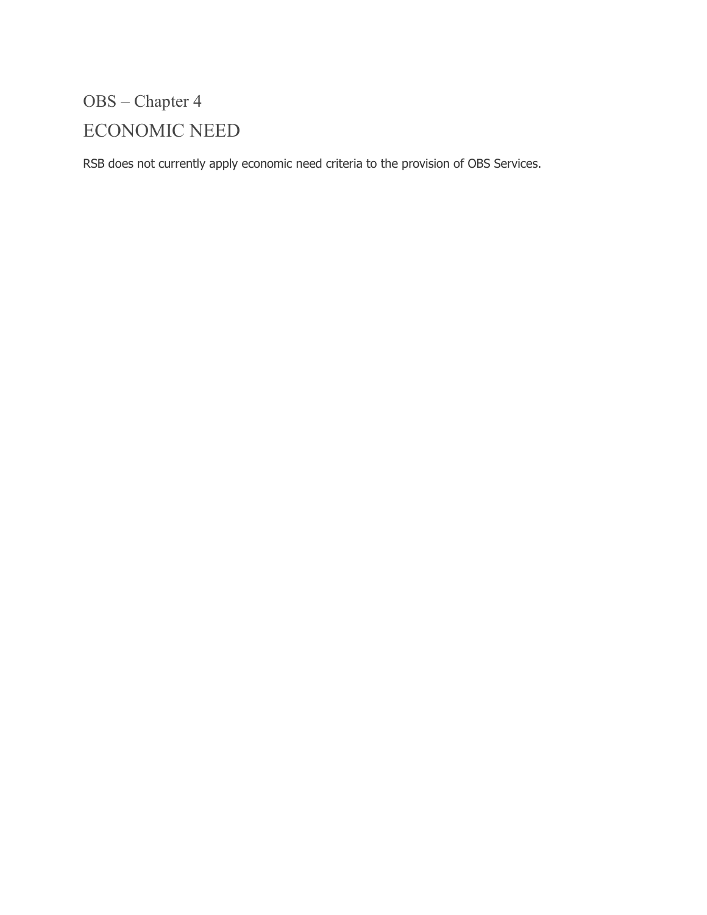# OBS – Chapter 4

## ECONOMIC NEED

RSB does not currently apply economic need criteria to the provision of OBS Services.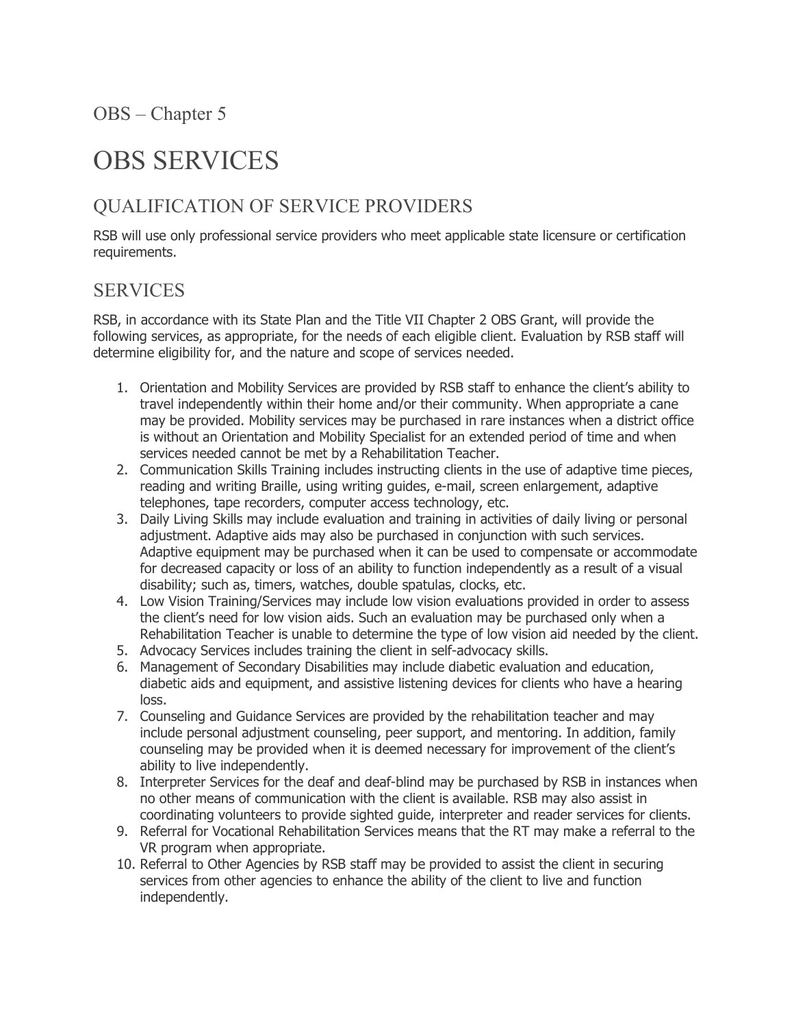OBS – Chapter 5

# OBS SERVICES

## QUALIFICATION OF SERVICE PROVIDERS

RSB will use only professional service providers who meet applicable state licensure or certification requirements.

## SERVICES

RSB, in accordance with its State Plan and the Title VII Chapter 2 OBS Grant, will provide the following services, as appropriate, for the needs of each eligible client. Evaluation by RSB staff will determine eligibility for, and the nature and scope of services needed.

1. Orientation and Mobility Services are provided by RSB staff to enhance the client's ability to travel independently within their home and/or their community. When appropriate a cane may be provided. Mobility services may be purchased in rare instances when a district office is without an Orientation and Mobility Specialist for an extended period of time and when services needed cannot be met by a Rehabilitation Teacher.
2. Communication Skills Training includes instructing clients in the use of adaptive time pieces, reading and writing Braille, using writing guides, e-mail, screen enlargement, adaptive telephones, tape recorders, computer access technology, etc.
3. Daily Living Skills may include evaluation and training in activities of daily living or personal adjustment. Adaptive aids may also be purchased in conjunction with such services. Adaptive equipment may be purchased when it can be used to compensate or accommodate for decreased capacity or loss of an ability to function independently as a result of a visual disability; such as, timers, watches, double spatulas, clocks, etc.
4. Low Vision Training/Services may include low vision evaluations provided in order to assess the client's need for low vision aids. Such an evaluation may be purchased only when a Rehabilitation Teacher is unable to determine the type of low vision aid needed by the client.
5. Advocacy Services includes training the client in self-advocacy skills.
6. Management of Secondary Disabilities may include diabetic evaluation and education, diabetic aids and equipment, and assistive listening devices for clients who have a hearing loss.
7. Counseling and Guidance Services are provided by the rehabilitation teacher and may include personal adjustment counseling, peer support, and mentoring. In addition, family counseling may be provided when it is deemed necessary for improvement of the client's ability to live independently.
8. Interpreter Services for the deaf and deaf-blind may be purchased by RSB in instances when no other means of communication with the client is available. RSB may also assist in coordinating volunteers to provide sighted guide, interpreter and reader services for clients.
9. Referral for Vocational Rehabilitation Services means that the RT may make a referral to the VR program when appropriate.
10. Referral to Other Agencies by RSB staff may be provided to assist the client in securing services from other agencies to enhance the ability of the client to live and function independently.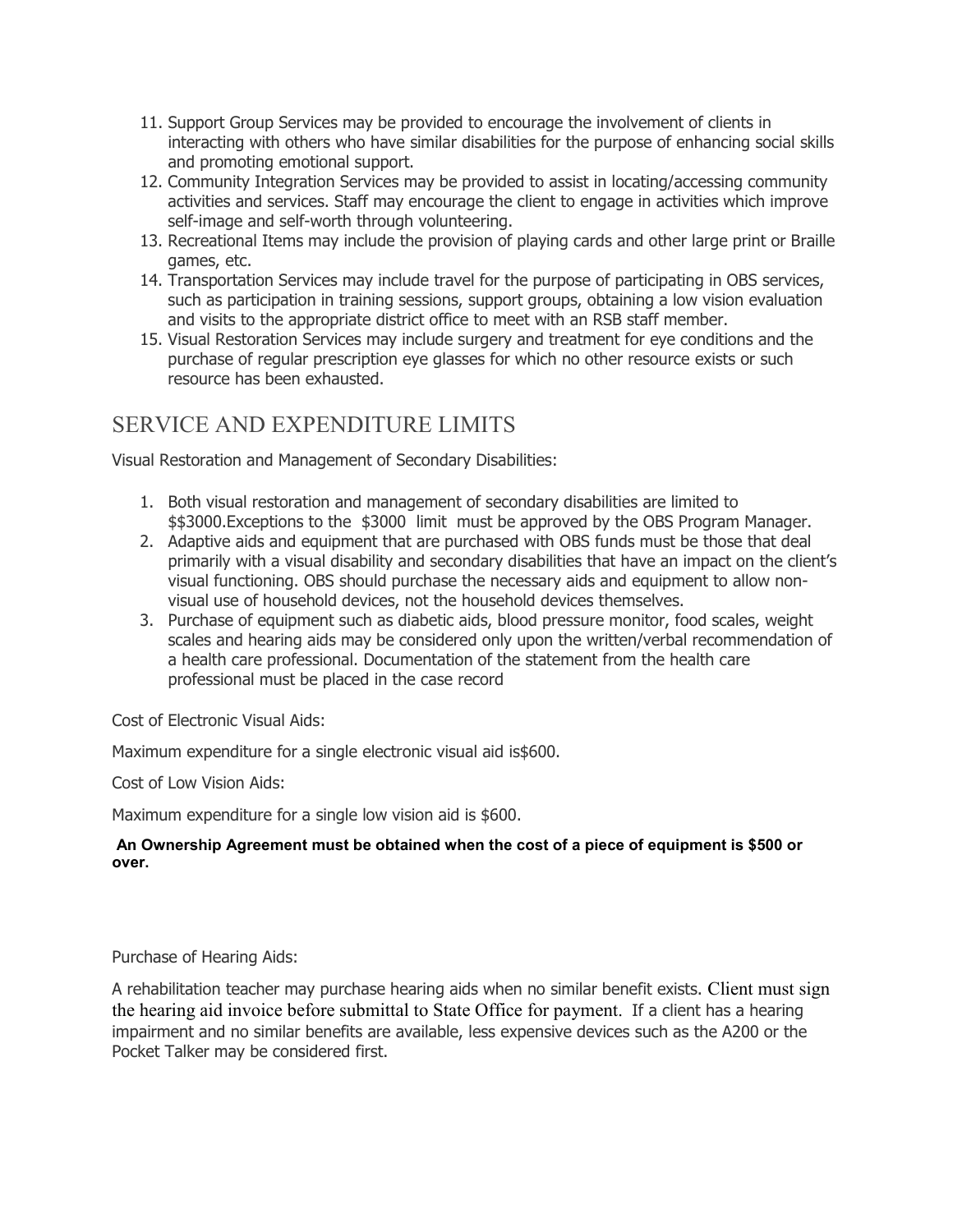11. Support Group Services may be provided to encourage the involvement of clients in interacting with others who have similar disabilities for the purpose of enhancing social skills and promoting emotional support.
12. Community Integration Services may be provided to assist in locating/accessing community activities and services. Staff may encourage the client to engage in activities which improve self-image and self-worth through volunteering.
13. Recreational Items may include the provision of playing cards and other large print or Braille games, etc.
14. Transportation Services may include travel for the purpose of participating in OBS services, such as participation in training sessions, support groups, obtaining a low vision evaluation and visits to the appropriate district office to meet with an RSB staff member.
15. Visual Restoration Services may include surgery and treatment for eye conditions and the purchase of regular prescription eye glasses for which no other resource exists or such resource has been exhausted.

## SERVICE AND EXPENDITURE LIMITS

Visual Restoration and Management of Secondary Disabilities:

1. Both visual restoration and management of secondary disabilities are limited to $$3000.Exceptions to the $3000 limit must be approved by the OBS Program Manager.
2. Adaptive aids and equipment that are purchased with OBS funds must be those that deal primarily with a visual disability and secondary disabilities that have an impact on the client's visual functioning. OBS should purchase the necessary aids and equipment to allow non-visual use of household devices, not the household devices themselves.
3. Purchase of equipment such as diabetic aids, blood pressure monitor, food scales, weight scales and hearing aids may be considered only upon the written/verbal recommendation of a health care professional. Documentation of the statement from the health care professional must be placed in the case record

Cost of Electronic Visual Aids:

Maximum expenditure for a single electronic visual aid is$600.

Cost of Low Vision Aids:

Maximum expenditure for a single low vision aid is $600.

**An Ownership Agreement must be obtained when the cost of a piece of equipment is $500 or over.**

Purchase of Hearing Aids:

A rehabilitation teacher may purchase hearing aids when no similar benefit exists. Client must sign the hearing aid invoice before submittal to State Office for payment. If a client has a hearing impairment and no similar benefits are available, less expensive devices such as the A200 or the Pocket Talker may be considered first.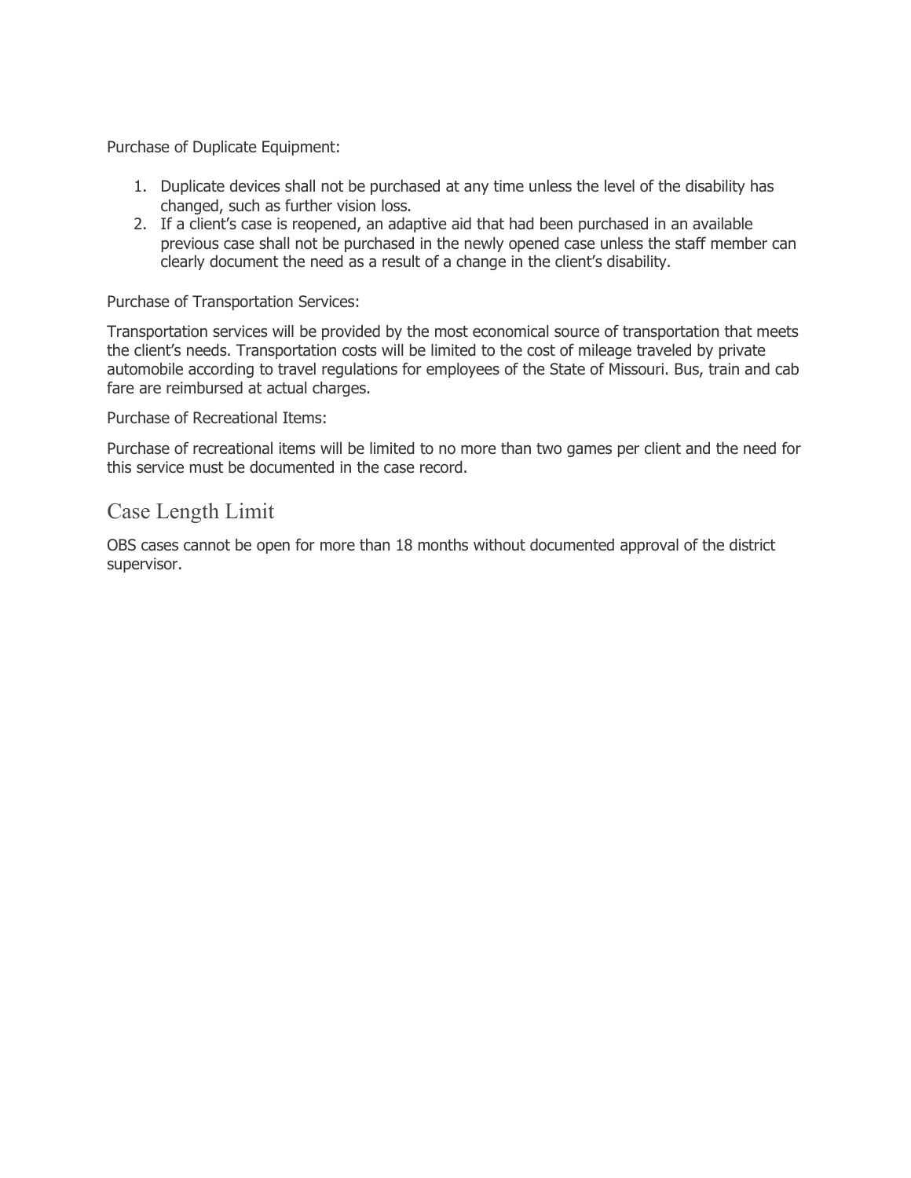Purchase of Duplicate Equipment:

1. Duplicate devices shall not be purchased at any time unless the level of the disability has changed, such as further vision loss.
2. If a client's case is reopened, an adaptive aid that had been purchased in an available previous case shall not be purchased in the newly opened case unless the staff member can clearly document the need as a result of a change in the client's disability.

Purchase of Transportation Services:

Transportation services will be provided by the most economical source of transportation that meets the client's needs. Transportation costs will be limited to the cost of mileage traveled by private automobile according to travel regulations for employees of the State of Missouri. Bus, train and cab fare are reimbursed at actual charges.

Purchase of Recreational Items:

Purchase of recreational items will be limited to no more than two games per client and the need for this service must be documented in the case record.

## Case Length Limit

OBS cases cannot be open for more than 18 months without documented approval of the district supervisor.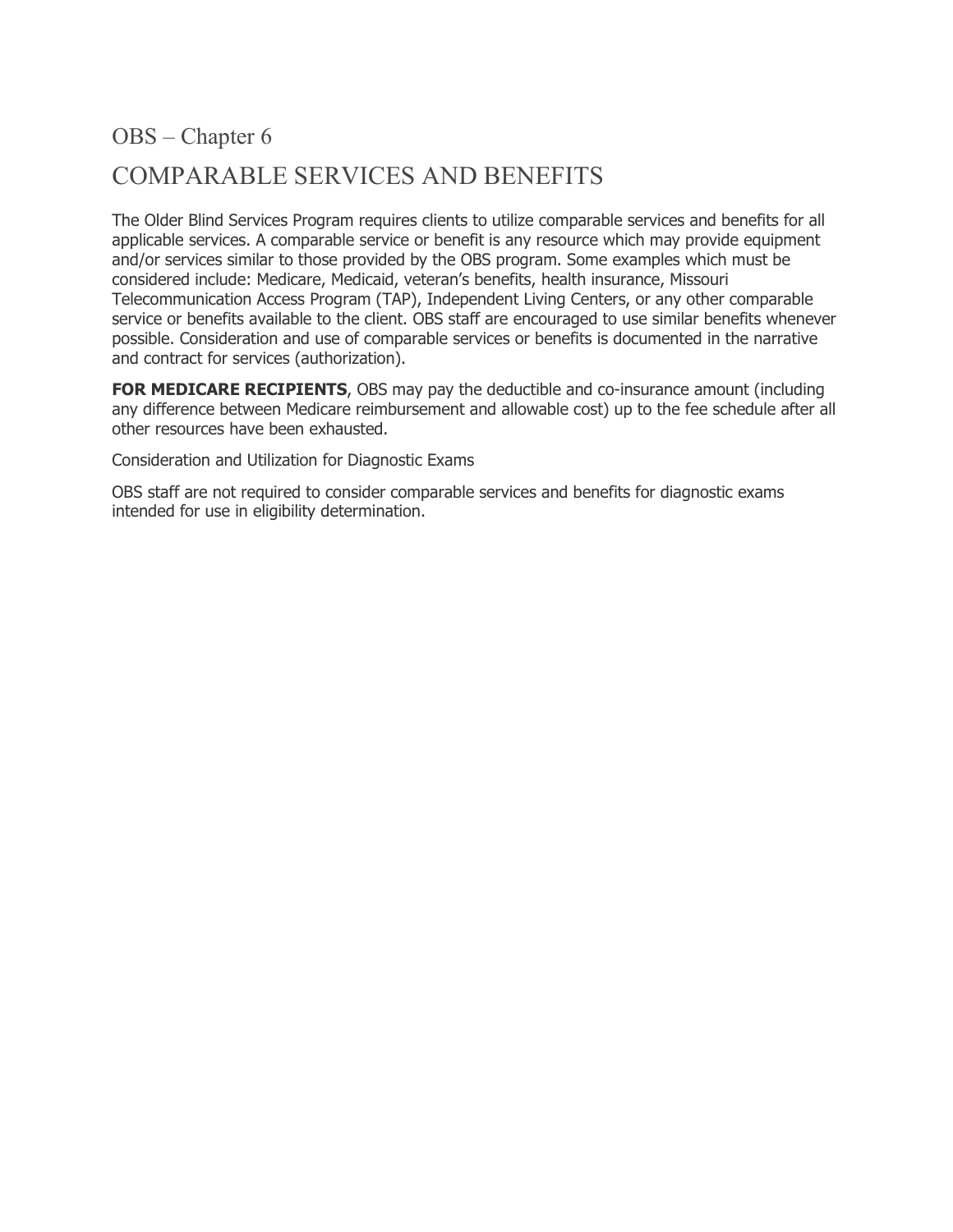## OBS – Chapter 6

# COMPARABLE SERVICES AND BENEFITS

The Older Blind Services Program requires clients to utilize comparable services and benefits for all applicable services. A comparable service or benefit is any resource which may provide equipment and/or services similar to those provided by the OBS program. Some examples which must be considered include: Medicare, Medicaid, veteran's benefits, health insurance, Missouri Telecommunication Access Program (TAP), Independent Living Centers, or any other comparable service or benefits available to the client. OBS staff are encouraged to use similar benefits whenever possible. Consideration and use of comparable services or benefits is documented in the narrative and contract for services (authorization).

**FOR MEDICARE RECIPIENTS**, OBS may pay the deductible and co-insurance amount (including any difference between Medicare reimbursement and allowable cost) up to the fee schedule after all other resources have been exhausted.

Consideration and Utilization for Diagnostic Exams

OBS staff are not required to consider comparable services and benefits for diagnostic exams intended for use in eligibility determination.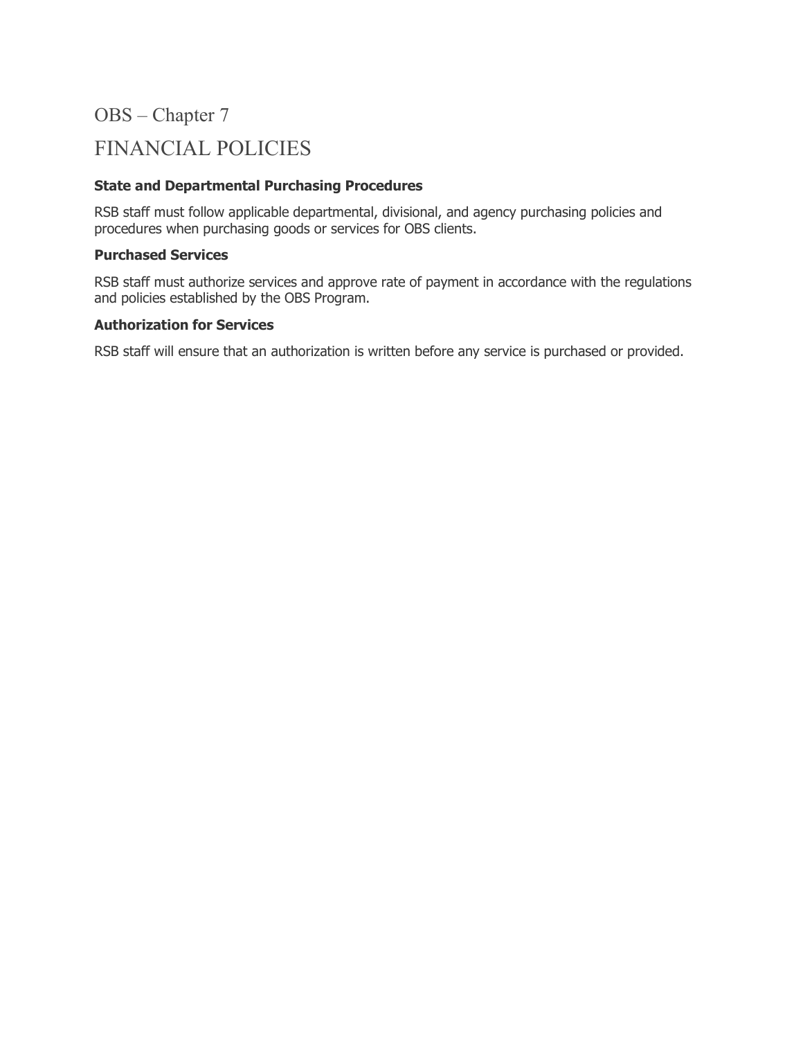# OBS – Chapter 7

# FINANCIAL POLICIES

### State and Departmental Purchasing Procedures

RSB staff must follow applicable departmental, divisional, and agency purchasing policies and procedures when purchasing goods or services for OBS clients.

### Purchased Services

RSB staff must authorize services and approve rate of payment in accordance with the regulations and policies established by the OBS Program.

### Authorization for Services

RSB staff will ensure that an authorization is written before any service is purchased or provided.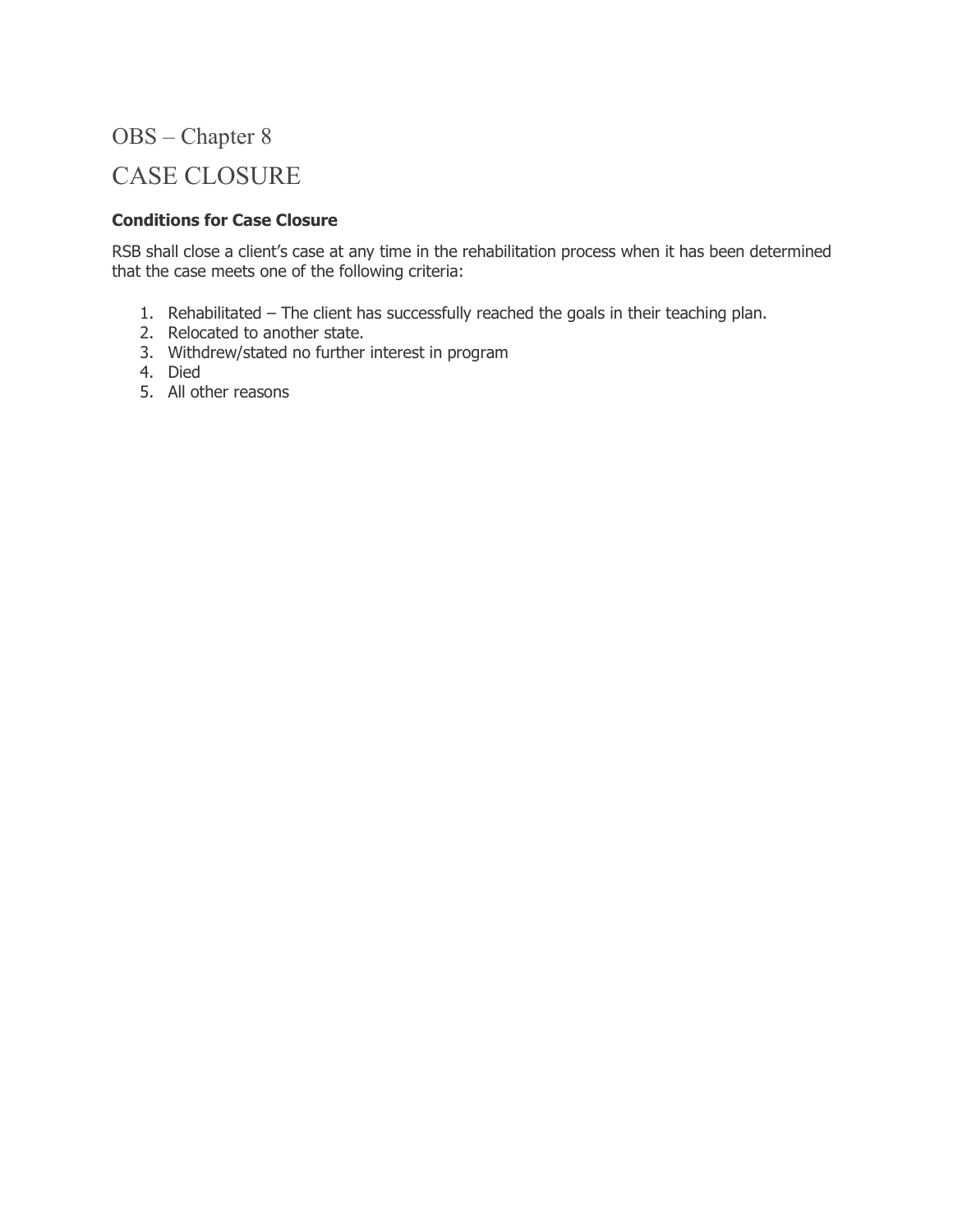# OBS – Chapter 8

# CASE CLOSURE

### Conditions for Case Closure

RSB shall close a client's case at any time in the rehabilitation process when it has been determined that the case meets one of the following criteria:

1. Rehabilitated – The client has successfully reached the goals in their teaching plan.
2. Relocated to another state.
3. Withdrew/stated no further interest in program
4. Died
5. All other reasons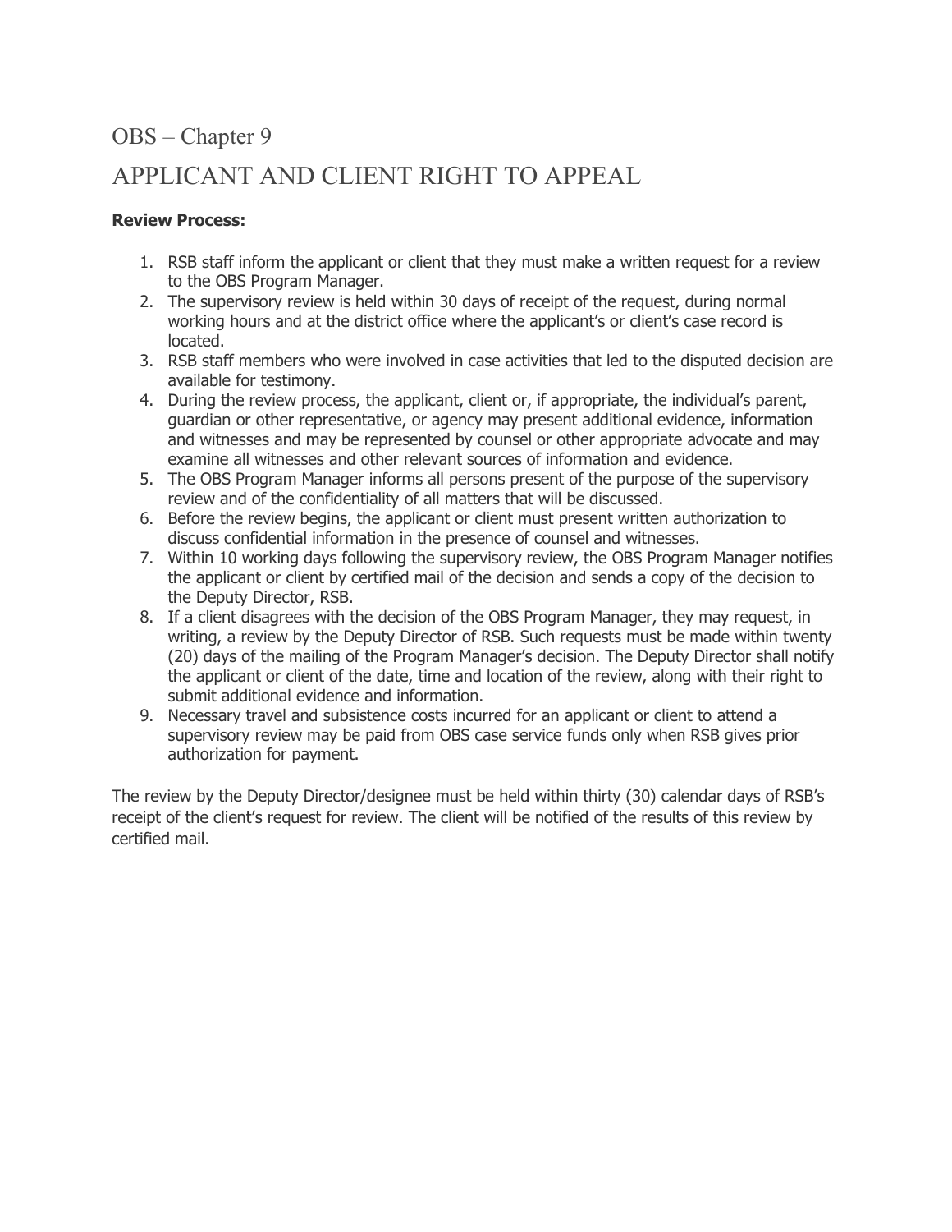## OBS – Chapter 9

# APPLICANT AND CLIENT RIGHT TO APPEAL

**Review Process:**

1. RSB staff inform the applicant or client that they must make a written request for a review to the OBS Program Manager.
2. The supervisory review is held within 30 days of receipt of the request, during normal working hours and at the district office where the applicant's or client's case record is located.
3. RSB staff members who were involved in case activities that led to the disputed decision are available for testimony.
4. During the review process, the applicant, client or, if appropriate, the individual's parent, guardian or other representative, or agency may present additional evidence, information and witnesses and may be represented by counsel or other appropriate advocate and may examine all witnesses and other relevant sources of information and evidence.
5. The OBS Program Manager informs all persons present of the purpose of the supervisory review and of the confidentiality of all matters that will be discussed.
6. Before the review begins, the applicant or client must present written authorization to discuss confidential information in the presence of counsel and witnesses.
7. Within 10 working days following the supervisory review, the OBS Program Manager notifies the applicant or client by certified mail of the decision and sends a copy of the decision to the Deputy Director, RSB.
8. If a client disagrees with the decision of the OBS Program Manager, they may request, in writing, a review by the Deputy Director of RSB. Such requests must be made within twenty (20) days of the mailing of the Program Manager's decision. The Deputy Director shall notify the applicant or client of the date, time and location of the review, along with their right to submit additional evidence and information.
9. Necessary travel and subsistence costs incurred for an applicant or client to attend a supervisory review may be paid from OBS case service funds only when RSB gives prior authorization for payment.

The review by the Deputy Director/designee must be held within thirty (30) calendar days of RSB's receipt of the client's request for review. The client will be notified of the results of this review by certified mail.